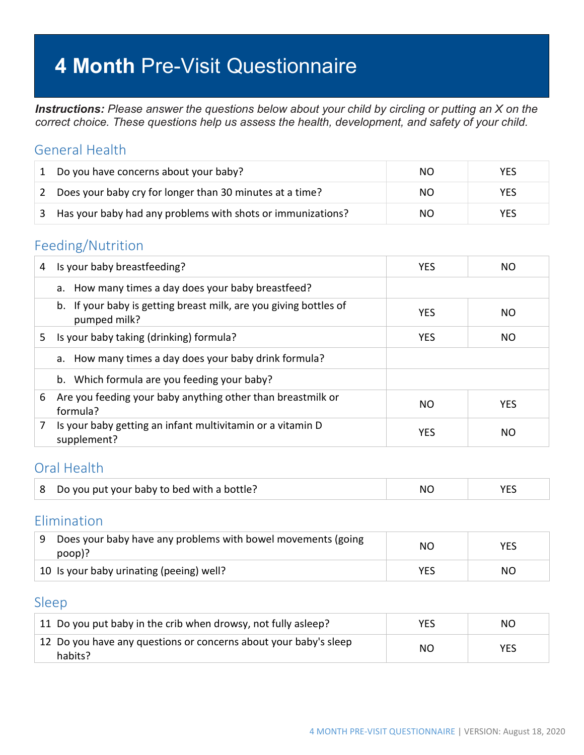# **4 Month** Pre-Visit Questionnaire

***Instructions:*** *Please answer the questions below about your child by circling or putting an X on the correct choice. These questions help us assess the health, development, and safety of your child.*

## General Health

| | | | |
|---|---|---|---|
| 1 | Do you have concerns about your baby? | NO | YES |
| 2 | Does your baby cry for longer than 30 minutes at a time? | NO | YES |
| 3 | Has your baby had any problems with shots or immunizations? | NO | YES |

## Feeding/Nutrition

| | | | |
|---|---|---|---|
| 4 | Is your baby breastfeeding? | YES | NO |
| | a. How many times a day does your baby breastfeed? | | |
| | b. If your baby is getting breast milk, are you giving bottles of pumped milk? | YES | NO |
| 5 | Is your baby taking (drinking) formula? | YES | NO |
| | a. How many times a day does your baby drink formula? | | |
| | b. Which formula are you feeding your baby? | | |
| 6 | Are you feeding your baby anything other than breastmilk or formula? | NO | YES |
| 7 | Is your baby getting an infant multivitamin or a vitamin D supplement? | YES | NO |

## Oral Health

| | | | |
|---|---|---|---|
| 8 | Do you put your baby to bed with a bottle? | NO | YES |

## Elimination

| | | | |
|---|---|---|---|
| 9 | Does your baby have any problems with bowel movements (going poop)? | NO | YES |
| 10 | Is your baby urinating (peeing) well? | YES | NO |

## Sleep

| | | | |
|---|---|---|---|
| 11 | Do you put baby in the crib when drowsy, not fully asleep? | YES | NO |
| 12 | Do you have any questions or concerns about your baby's sleep habits? | NO | YES |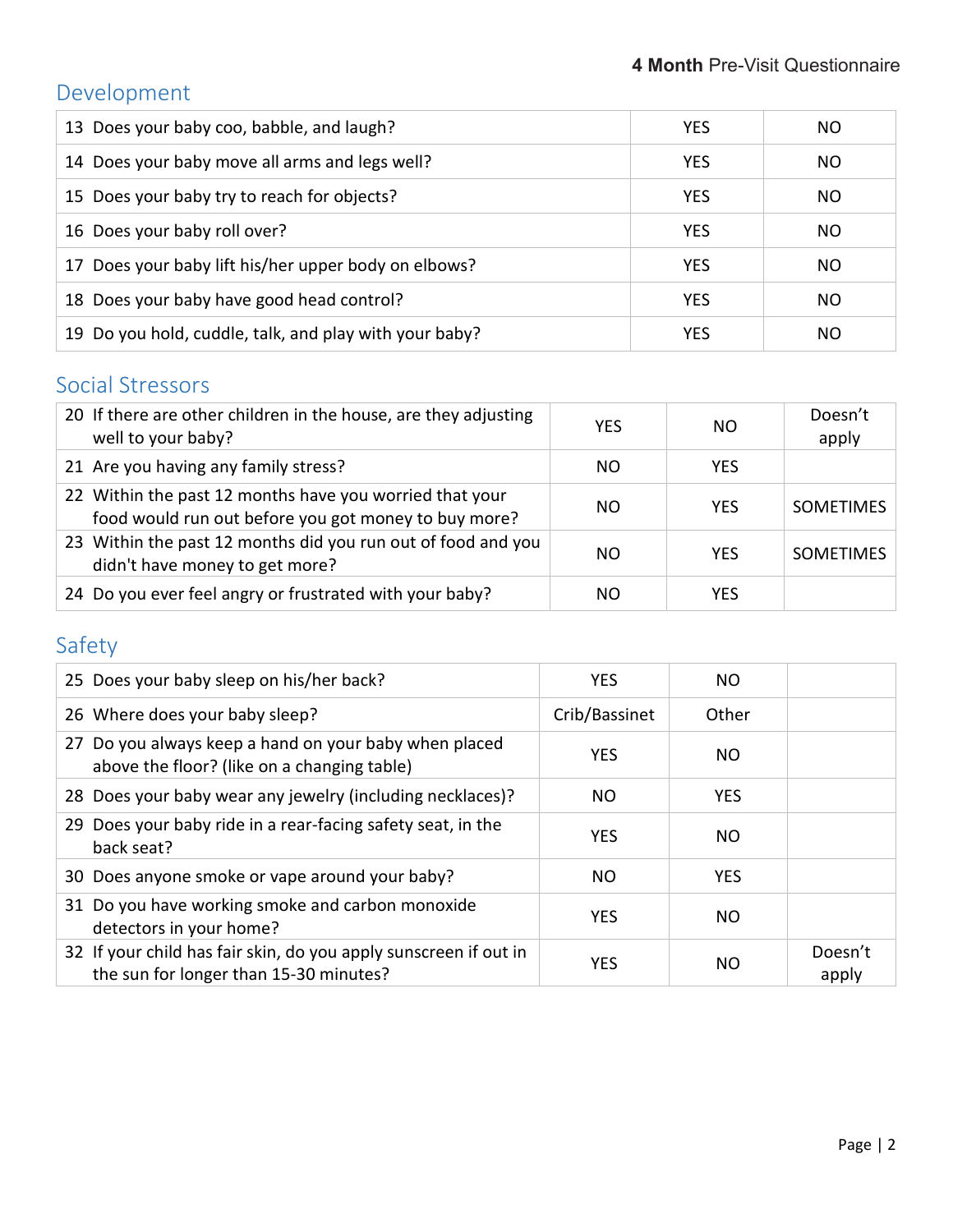## Development

| | | |
|---|---|---|
| 13 Does your baby coo, babble, and laugh? | YES | NO |
| 14 Does your baby move all arms and legs well? | YES | NO |
| 15 Does your baby try to reach for objects? | YES | NO |
| 16 Does your baby roll over? | YES | NO |
| 17 Does your baby lift his/her upper body on elbows? | YES | NO |
| 18 Does your baby have good head control? | YES | NO |
| 19 Do you hold, cuddle, talk, and play with your baby? | YES | NO |

## Social Stressors

| | | | |
|---|---|---|---|
| 20 If there are other children in the house, are they adjusting well to your baby? | YES | NO | Doesn't apply |
| 21 Are you having any family stress? | NO | YES | |
| 22 Within the past 12 months have you worried that your food would run out before you got money to buy more? | NO | YES | SOMETIMES |
| 23 Within the past 12 months did you run out of food and you didn't have money to get more? | NO | YES | SOMETIMES |
| 24 Do you ever feel angry or frustrated with your baby? | NO | YES | |

## Safety

| | | | |
|---|---|---|---|
| 25 Does your baby sleep on his/her back? | YES | NO | |
| 26 Where does your baby sleep? | Crib/Bassinet | Other | |
| 27 Do you always keep a hand on your baby when placed above the floor? (like on a changing table) | YES | NO | |
| 28 Does your baby wear any jewelry (including necklaces)? | NO | YES | |
| 29 Does your baby ride in a rear-facing safety seat, in the back seat? | YES | NO | |
| 30 Does anyone smoke or vape around your baby? | NO | YES | |
| 31 Do you have working smoke and carbon monoxide detectors in your home? | YES | NO | |
| 32 If your child has fair skin, do you apply sunscreen if out in the sun for longer than 15-30 minutes? | YES | NO | Doesn't apply |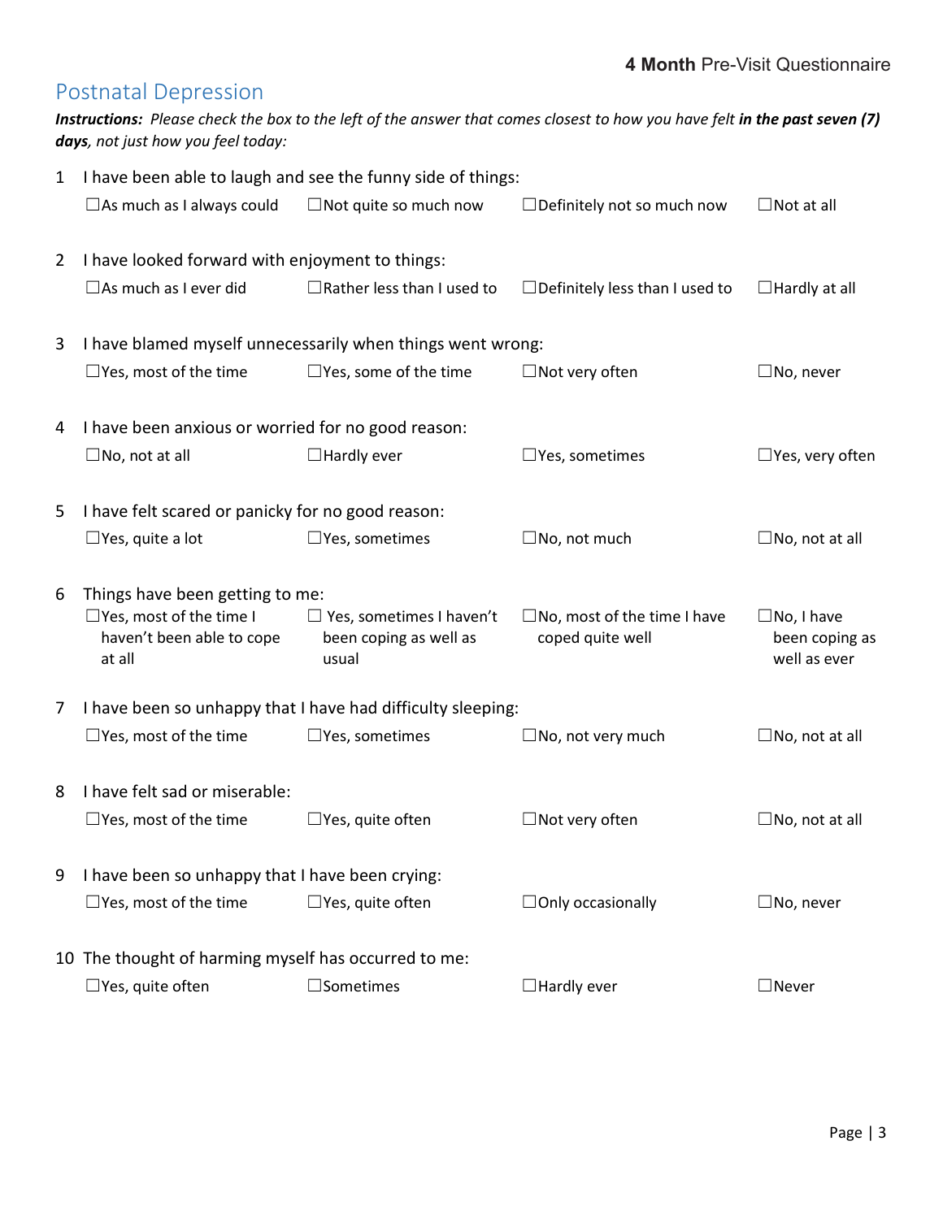## Postnatal Depression

***Instructions:*** *Please check the box to the left of the answer that comes closest to how you have felt* ***in the past seven (7) days****, not just how you feel today:*

1 I have been able to laugh and see the funny side of things:

☐As much as I always could ☐Not quite so much now ☐Definitely not so much now ☐Not at all

2 I have looked forward with enjoyment to things:

☐As much as I ever did ☐Rather less than I used to ☐Definitely less than I used to ☐Hardly at all

3 I have blamed myself unnecessarily when things went wrong:

☐Yes, most of the time ☐Yes, some of the time ☐Not very often ☐No, never

4 I have been anxious or worried for no good reason:

☐No, not at all ☐Hardly ever ☐Yes, sometimes ☐Yes, very often

5 I have felt scared or panicky for no good reason:

☐Yes, quite a lot ☐Yes, sometimes ☐No, not much ☐No, not at all

6 Things have been getting to me:

☐Yes, most of the time I haven't been able to cope at all ☐ Yes, sometimes I haven't been coping as well as usual ☐No, most of the time I have coped quite well ☐No, I have been coping as well as ever

7 I have been so unhappy that I have had difficulty sleeping:

☐Yes, most of the time ☐Yes, sometimes ☐No, not very much ☐No, not at all

8 I have felt sad or miserable:

☐Yes, most of the time ☐Yes, quite often ☐Not very often ☐No, not at all

9 I have been so unhappy that I have been crying:

☐Yes, most of the time ☐Yes, quite often ☐Only occasionally ☐No, never

10 The thought of harming myself has occurred to me:

☐Yes, quite often ☐Sometimes ☐Hardly ever ☐Never